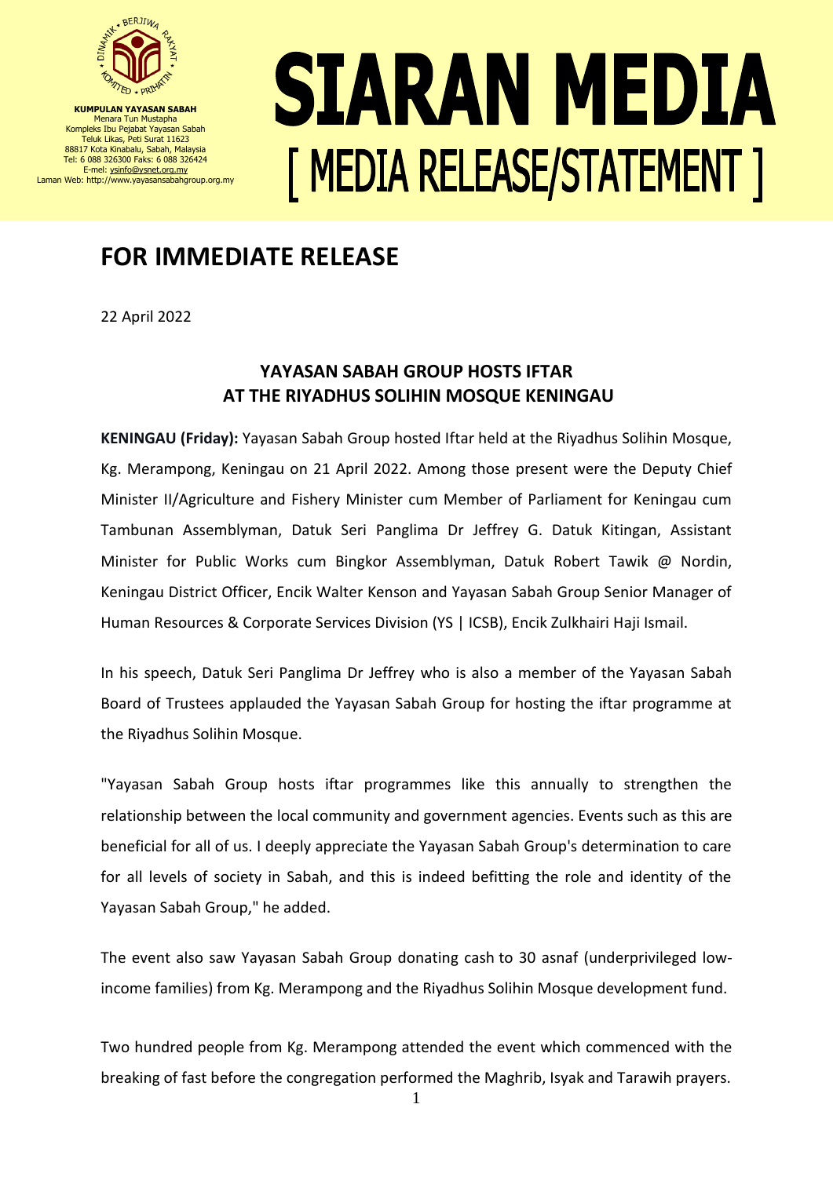**KUMPULAN YAYASAN SABAH**
Menara Tun Mustapha
Kompleks Ibu Pejabat Yayasan Sabah
Teluk Likas, Peti Surat 11623
88817 Kota Kinabalu, Sabah, Malaysia
Tel: 6 088 326300 Faks: 6 088 326424
E-mel: ysinfo@ysnet.org.my
Laman Web: http://www.yayasansabahgroup.org.my

# SIARAN MEDIA
# [ MEDIA RELEASE/STATEMENT ]

## FOR IMMEDIATE RELEASE

22 April 2022

### YAYASAN SABAH GROUP HOSTS IFTAR AT THE RIYADHUS SOLIHIN MOSQUE KENINGAU

**KENINGAU (Friday):** Yayasan Sabah Group hosted Iftar held at the Riyadhus Solihin Mosque, Kg. Merampong, Keningau on 21 April 2022. Among those present were the Deputy Chief Minister II/Agriculture and Fishery Minister cum Member of Parliament for Keningau cum Tambunan Assemblyman, Datuk Seri Panglima Dr Jeffrey G. Datuk Kitingan, Assistant Minister for Public Works cum Bingkor Assemblyman, Datuk Robert Tawik @ Nordin, Keningau District Officer, Encik Walter Kenson and Yayasan Sabah Group Senior Manager of Human Resources & Corporate Services Division (YS | ICSB), Encik Zulkhairi Haji Ismail.

In his speech, Datuk Seri Panglima Dr Jeffrey who is also a member of the Yayasan Sabah Board of Trustees applauded the Yayasan Sabah Group for hosting the iftar programme at the Riyadhus Solihin Mosque.

"Yayasan Sabah Group hosts iftar programmes like this annually to strengthen the relationship between the local community and government agencies. Events such as this are beneficial for all of us. I deeply appreciate the Yayasan Sabah Group's determination to care for all levels of society in Sabah, and this is indeed befitting the role and identity of the Yayasan Sabah Group," he added.

The event also saw Yayasan Sabah Group donating cash to 30 asnaf (underprivileged low-income families) from Kg. Merampong and the Riyadhus Solihin Mosque development fund.

Two hundred people from Kg. Merampong attended the event which commenced with the breaking of fast before the congregation performed the Maghrib, Isyak and Tarawih prayers.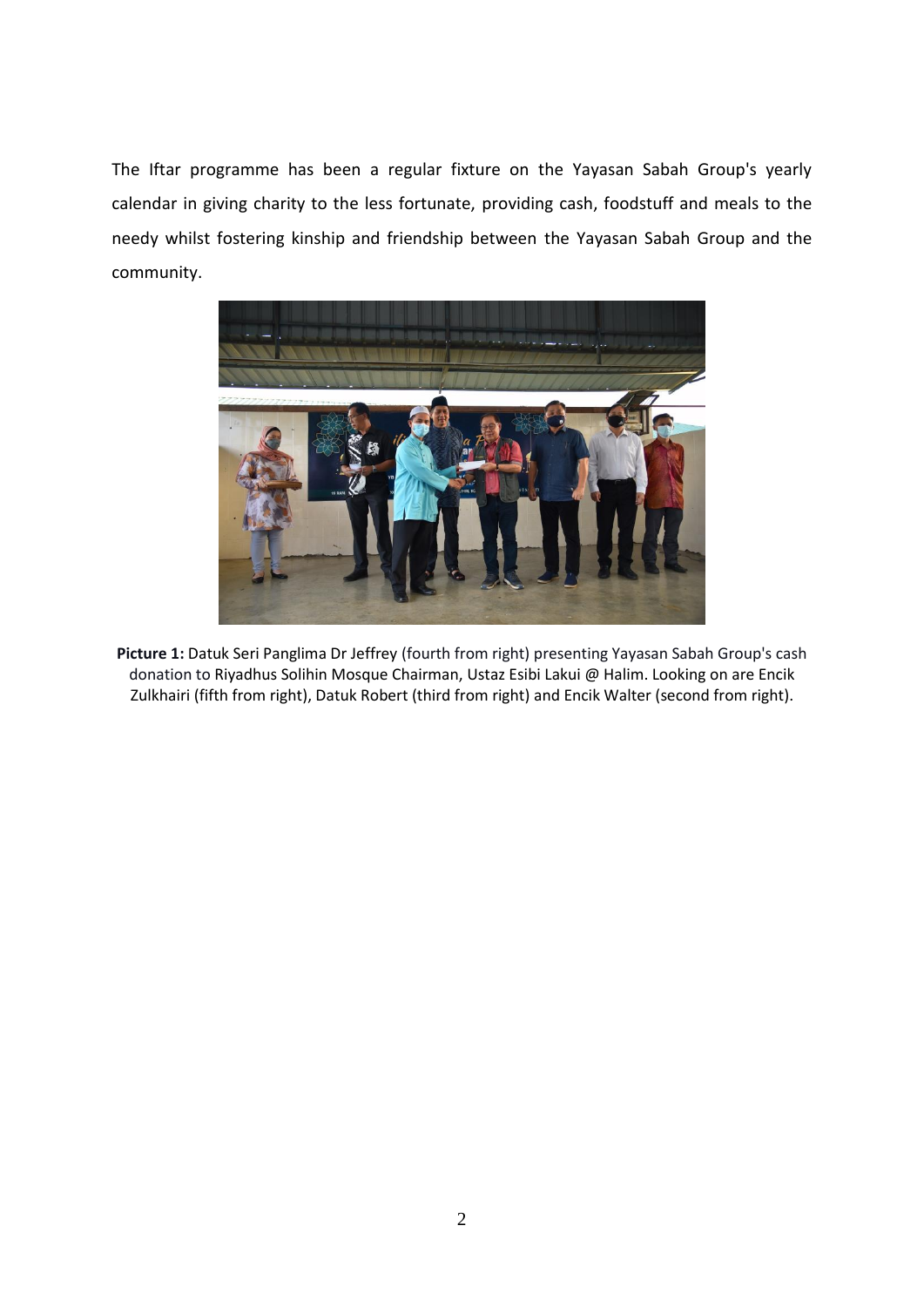The Iftar programme has been a regular fixture on the Yayasan Sabah Group's yearly calendar in giving charity to the less fortunate, providing cash, foodstuff and meals to the needy whilst fostering kinship and friendship between the Yayasan Sabah Group and the community.

**Picture 1:** Datuk Seri Panglima Dr Jeffrey (fourth from right) presenting Yayasan Sabah Group's cash donation to Riyadhus Solihin Mosque Chairman, Ustaz Esibi Lakui @ Halim. Looking on are Encik Zulkhairi (fifth from right), Datuk Robert (third from right) and Encik Walter (second from right).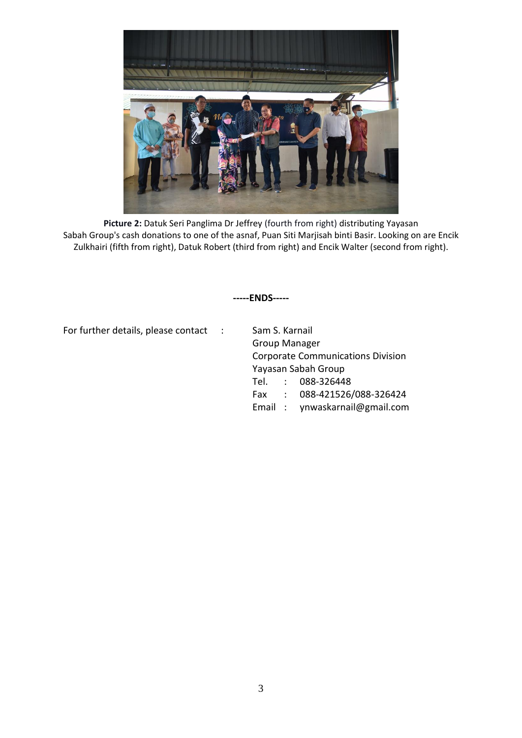**Picture 2:** Datuk Seri Panglima Dr Jeffrey (fourth from right) distributing Yayasan Sabah Group's cash donations to one of the asnaf, Puan Siti Marjisah binti Basir. Looking on are Encik Zulkhairi (fifth from right), Datuk Robert (third from right) and Encik Walter (second from right).

**-----ENDS-----**

For further details, please contact :

Sam S. Karnail
Group Manager
Corporate Communications Division
Yayasan Sabah Group
Tel. : 088-326448
Fax : 088-421526/088-326424
Email : ynwaskarnail@gmail.com